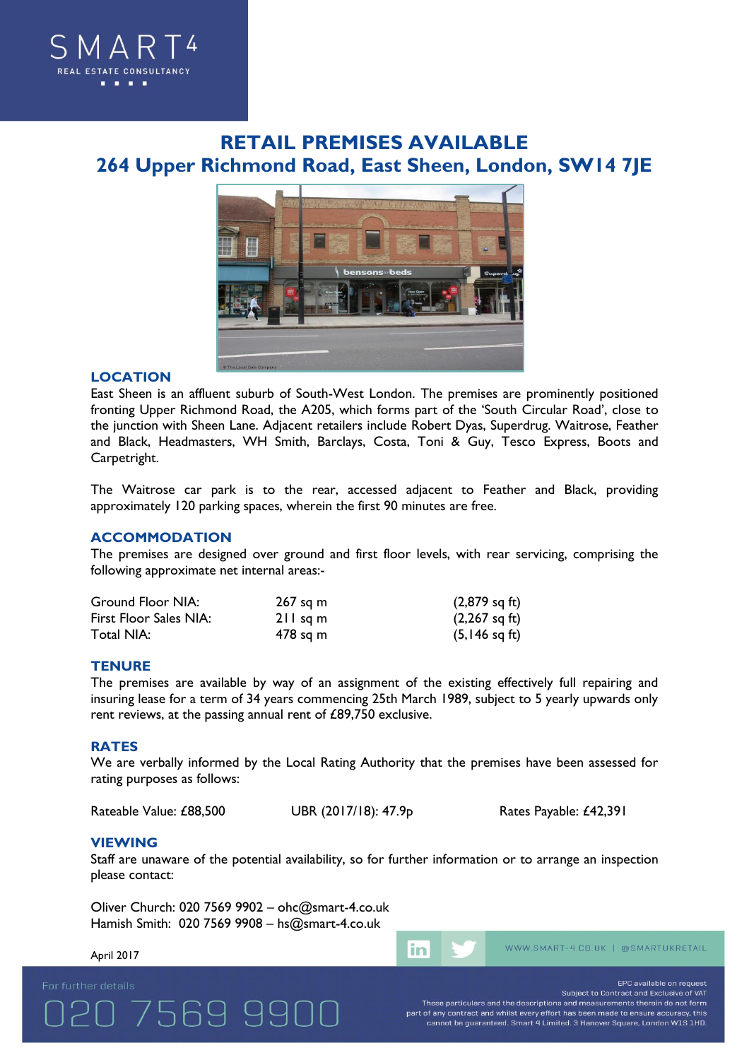SMART4
REAL ESTATE CONSULTANCY

# RETAIL PREMISES AVAILABLE
# 264 Upper Richmond Road, East Sheen, London, SW14 7JE

## LOCATION

East Sheen is an affluent suburb of South-West London. The premises are prominently positioned fronting Upper Richmond Road, the A205, which forms part of the 'South Circular Road', close to the junction with Sheen Lane. Adjacent retailers include Robert Dyas, Superdrug. Waitrose, Feather and Black, Headmasters, WH Smith, Barclays, Costa, Toni & Guy, Tesco Express, Boots and Carpetright.

The Waitrose car park is to the rear, accessed adjacent to Feather and Black, providing approximately 120 parking spaces, wherein the first 90 minutes are free.

## ACCOMMODATION

The premises are designed over ground and first floor levels, with rear servicing, comprising the following approximate net internal areas:-

| | | |
|---|---|---|
| Ground Floor NIA: | 267 sq m | (2,879 sq ft) |
| First Floor Sales NIA: | 211 sq m | (2,267 sq ft) |
| Total NIA: | 478 sq m | (5,146 sq ft) |

## TENURE

The premises are available by way of an assignment of the existing effectively full repairing and insuring lease for a term of 34 years commencing 25th March 1989, subject to 5 yearly upwards only rent reviews, at the passing annual rent of £89,750 exclusive.

## RATES

We are verbally informed by the Local Rating Authority that the premises have been assessed for rating purposes as follows:

Rateable Value: £88,500 UBR (2017/18): 47.9p Rates Payable: £42,391

## VIEWING

Staff are unaware of the potential availability, so for further information or to arrange an inspection please contact:

Oliver Church: 020 7569 9902 – ohc@smart-4.co.uk
Hamish Smith: 020 7569 9908 – hs@smart-4.co.uk

April 2017

WWW.SMART-4.CO.UK | @SMARTUKRETAIL

For further details
020 7569 9900

EPC available on request
Subject to Contract and Exclusive of VAT
These particulars and the descriptions and measurements therein do not form part of any contract and whilst every effort has been made to ensure accuracy, this cannot be guaranteed. Smart 4 Limited. 3 Hanover Square, London W1S 1HD.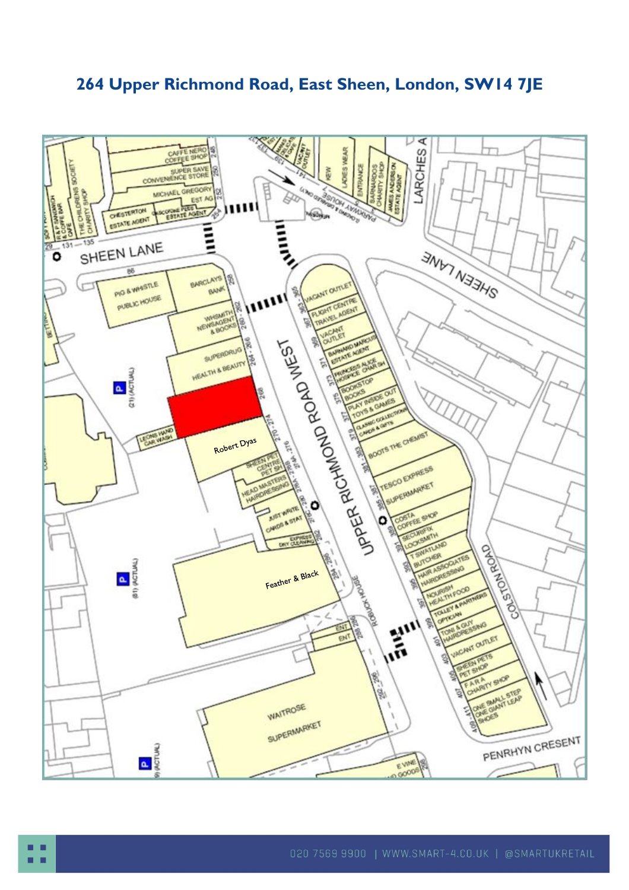# 264 Upper Richmond Road, East Sheen, London, SW14 7JE

SHEEN LANE

UPPER RICHMOND ROAD WEST

COLSTON ROAD

PENRHYN CRESENT

LARCHES A

Robert Dyas

Feather & Black

WAITROSE SUPERMARKET

BARCLAYS BANK

WHSMITH NEWSAGENT & BOOKS

SUPERDRUG HEALTH & BEAUTY

PIG & WHISTLE PUBLIC HOUSE

LEONS HAND CAR WASH

SHEEN PET CENTRE PET SH

HEAD MASTERS HAIRDRESSING

JUST WRITE CARDS & STAT

EXPRESS DRY CLEANING

VACANT OUTLET

FLIGHT CENTRE TRAVEL AGENT

VACANT OUTLET

BARNARD MARCUS ESTATE AGENT

PRINCESS ALICE HOSPICE CHAR SH

BOOKSTOP BOOKS

PLAY INSIDE OUT TOYS & GAMES

CLASSIC COLLECTION CARDS & GIFTS

BOOTS THE CHEMIST

TESCO EXPRESS SUPERMARKET

COSTA COFFEE SHOP

SECURIFIX LOCKSMITH

T SWATLAND BUTCHER

HAIR ASSOCIATES HAIRDRESSING

NOURISH HEALTH FOOD

TOLLEY & PARTNERS OPTICIAN

TONI & GUY HAIRDRESSING

VACANT OUTLET

SHEEN PETS PET SHOP

FARA CHARITY SHOP

ONE SMALL STEP ONE GIANT LEAP SHOES

CAFFE NERO COFFEE SHOP

SUPER SAVE CONVENIENCE STORE

MICHAEL GREGORY EST AG

CHESTERTON ESTATE AGENT

GASCOIGNE PEES ESTATE AGENT

THE CHILDRENS SOCIETY CHARITY SHOP

KEW

LADIES WEAR

BARNARDOS CHARITY SHOP

JAMES ANDERSON ESTATE AGENT

PARKWAY HOUSE

ROBUCK HOUSE

020 7569 9900 | WWW.SMART-4.CO.UK | @SMARTUKRETAIL